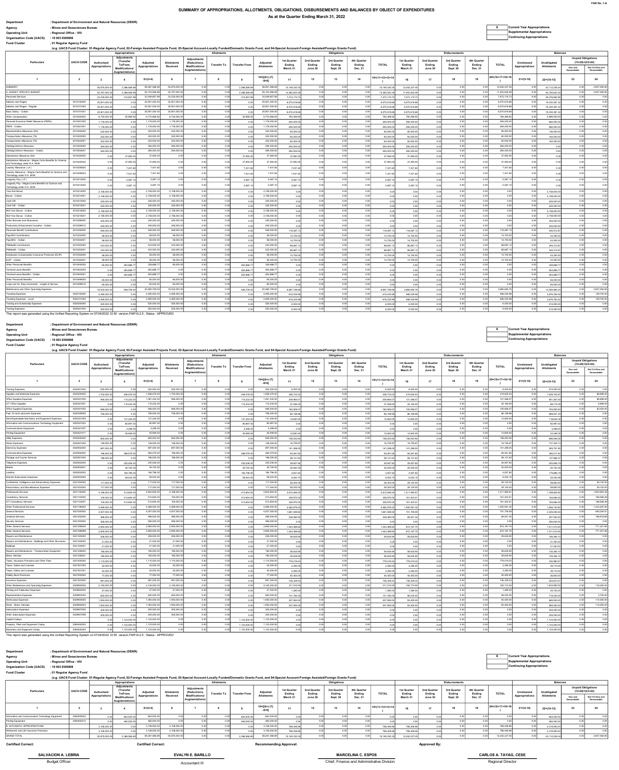# SUMMARY OF APPROPRIATIONS, ALLOTMENTS, OBLIGATIONS, DISBURSEMENTS AND BALANCES BY OBJECT OF EXPENDITURES

**As at the Quarter Ending March 31, 2022**

FAR No. 1-A

**Department** : Department of Environment and Natural Resources (DENR)
**Agency** : Mines and Geosciences Bureau
**Operating Unit** : Regional Office - VIII
**Organization Code (UACS)** : 10 003 0300008
**Fund Cluster** : 01 Regular Agency Fund

(e.g. UACS Fund Cluster: 01-Regular Agency Fund, 02-Foreign Assisted Projects Fund, 03-Special Account-Locally Funded/Domestic Grants Fund, and 04-Special Account-Foreign Assisted/Foreign Grants Fund)

- [X] Current Year Appropriations
- [ ] Supplemental Appropriations
- [ ] Continuing Appropriations

| Particulars | UACS CODE | Appropriations | | | Allotments | | | | | Obligations | | | | | Disbursements | | | | | Balances | | | |
|---|---|---|---|---|---|---|---|---|---|---|---|---|---|---|---|---|---|---|---|---|---|---|---|
| | | Authorized Appropriations | Adjustments (Transfer To/From, Modifications/ Augmentations) | Adjusted Appropriations | Allotments Received | Adjustments (Reductions, Modifications/ Augmentations) | Transfer To | Transfer From | Adjusted Allotments | 1st Quarter Ending March 31 | 2nd Quarter Ending June 30 | 3rd Quarter Ending Sept. 30 | 4th Quarter Ending Dec. 31 | TOTAL | 1st Quarter Ending March 31 | 2nd Quarter Ending June 30 | 3rd Quarter Ending Sept. 30 | 4th Quarter Ending Dec. 31 | TOTAL | Unreleased Appropriations | Unobligated Allotments | Unpaid Obligations (15-20)=(23+24) Due and Demandable | Unpaid Obligations (15-20)=(23+24) Not Yet Due and Demandable |
| 1 | 2 | 3 | 4 | 5=(3+4) | 6 | 7 | 8 | 9 | 10=[{6+(-)7}-8+9] | 11 | 12 | 13 | 14 | 15=(11+12+13+14) | 16 | 17 | 18 | 19 | 20=(16+17+18+19) | 21=(5-10) | 22=(10-15) | 23 | 24 |
| SUMMARY | | 55,875,000.00 | 2,386,566.69 | 58,261,566.69 | 55,875,000.00 | 0.00 | 0.00 | 2,386,566.69 | 58,261,566.69 | 15,149,330.35 | 0.00 | 0.00 | 0.00 | 15,149,330.35 | 12,242,237.45 | 0.00 | 0.00 | 0.00 | 12,242,237.45 | 0.00 | 43,112,236.34 | 0.00 | 2,907,092.90 |
| A. AGENCY SPECIFIC BUDGET | | 52,767,000.00 | 2,386,566.69 | 55,153,566.69 | 52,767,000.00 | 0.00 | 0.00 | 2,386,566.69 | 55,153,566.69 | 14,360,923.39 | 0.00 | 0.00 | 0.00 | 14,360,923.39 | 11,453,830.49 | 0.00 | 0.00 | 0.00 | 11,453,830.49 | 0.00 | 40,792,643.30 | 0.00 | 2,907,092.90 |
| Personnel Services | | 33,235,000.00 | 314,857.69 | 33,549,857.69 | 33,235,000.00 | 0.00 | 0.00 | 314,857.69 | 33,549,857.69 | 7,473,174.73 | 0.00 | 0.00 | 0.00 | 7,473,174.73 | 7,473,174.73 | 0.00 | 0.00 | 0.00 | 7,473,174.73 | 0.00 | 26,076,682.96 | 0.00 | 0.00 |
| Salaries and Wages | 5010100000 | 25,901,000.00 | 0.00 | 25,901,000.00 | 25,901,000.00 | 0.00 | 0.00 | 0.00 | 25,901,000.00 | 6,570,618.68 | 0.00 | 0.00 | 0.00 | 6,570,618.68 | 6,570,618.68 | 0.00 | 0.00 | 0.00 | 6,570,618.68 | 0.00 | 19,330,381.32 | 0.00 | 0.00 |
| Salaries and Wages - Regular | 5010101000 | 25,901,000.00 | 0.00 | 25,901,000.00 | 25,901,000.00 | 0.00 | 0.00 | 0.00 | 25,901,000.00 | 6,570,618.68 | 0.00 | 0.00 | 0.00 | 6,570,618.68 | 6,570,618.68 | 0.00 | 0.00 | 0.00 | 6,570,618.68 | 0.00 | 19,330,381.32 | 0.00 | 0.00 |
| Basic Salary - Civilian | 5010101001 | 25,901,000.00 | 0.00 | 25,901,000.00 | 25,901,000.00 | 0.00 | 0.00 | 0.00 | 25,901,000.00 | 6,570,618.68 | 0.00 | 0.00 | 0.00 | 6,570,618.68 | 6,570,618.68 | 0.00 | 0.00 | 0.00 | 6,570,618.68 | 0.00 | 19,330,381.32 | 0.00 | 0.00 |
| Other Compensation | 5010200000 | 6,720,000.00 | 50,968.92 | 6,770,968.92 | 6,720,000.00 | 0.00 | 0.00 | 50,968.92 | 6,770,968.92 | 784,468.92 | 0.00 | 0.00 | 0.00 | 784,468.92 | 784,468.92 | 0.00 | 0.00 | 0.00 | 784,468.92 | 0.00 | 5,986,500.00 | 0.00 | 0.00 |
| Personal Economic Relief Allowance (PERA) | 5010201000 | 1,176,000.00 | 0.00 | 1,176,000.00 | 1,176,000.00 | 0.00 | 0.00 | 0.00 | 1,176,000.00 | 294,000.00 | 0.00 | 0.00 | 0.00 | 294,000.00 | 294,000.00 | 0.00 | 0.00 | 0.00 | 294,000.00 | 0.00 | 882,000.00 | 0.00 | 0.00 |
| PERA - Civilian | 5010201001 | 1,176,000.00 | 0.00 | 1,176,000.00 | 1,176,000.00 | 0.00 | 0.00 | 0.00 | 1,176,000.00 | 294,000.00 | 0.00 | 0.00 | 0.00 | 294,000.00 | 294,000.00 | 0.00 | 0.00 | 0.00 | 294,000.00 | 0.00 | 882,000.00 | 0.00 | 0.00 |
| Representation Allowance (RA) | 5010202000 | 222,000.00 | 0.00 | 222,000.00 | 222,000.00 | 0.00 | 0.00 | 0.00 | 222,000.00 | 85,500.00 | 0.00 | 0.00 | 0.00 | 85,500.00 | 85,500.00 | 0.00 | 0.00 | 0.00 | 85,500.00 | 0.00 | 136,500.00 | 0.00 | 0.00 |
| Transportation Allowance (TA) | 5010203000 | 222,000.00 | 0.00 | 222,000.00 | 222,000.00 | 0.00 | 0.00 | 0.00 | 222,000.00 | 60,000.00 | 0.00 | 0.00 | 0.00 | 60,000.00 | 60,000.00 | 0.00 | 0.00 | 0.00 | 60,000.00 | 0.00 | 162,000.00 | 0.00 | 0.00 |
| Transportation Allowance (TA) | 5010203001 | 222,000.00 | 0.00 | 222,000.00 | 222,000.00 | 0.00 | 0.00 | 0.00 | 222,000.00 | 60,000.00 | 0.00 | 0.00 | 0.00 | 60,000.00 | 60,000.00 | 0.00 | 0.00 | 0.00 | 60,000.00 | 0.00 | 162,000.00 | 0.00 | 0.00 |
| Clothing/Uniform Allowance | 5010204000 | 294,000.00 | 0.00 | 294,000.00 | 294,000.00 | 0.00 | 0.00 | 0.00 | 294,000.00 | 294,000.00 | 0.00 | 0.00 | 0.00 | 294,000.00 | 294,000.00 | 0.00 | 0.00 | 0.00 | 294,000.00 | 0.00 | 0.00 | 0.00 | 0.00 |
| Clothing/Uniform Allowance - Civilian | 5010204001 | 294,000.00 | 0.00 | 294,000.00 | 294,000.00 | 0.00 | 0.00 | 0.00 | 294,000.00 | 294,000.00 | 0.00 | 0.00 | 0.00 | 294,000.00 | 294,000.00 | 0.00 | 0.00 | 0.00 | 294,000.00 | 0.00 | 0.00 | 0.00 | 0.00 |
| Subsistence Allowance (SA) | 5010205000 | 0.00 | 37,950.00 | 37,950.00 | 0.00 | 0.00 | 0.00 | 37,950.00 | 37,950.00 | 37,950.00 | 0.00 | 0.00 | 0.00 | 37,950.00 | 37,950.00 | 0.00 | 0.00 | 0.00 | 37,950.00 | 0.00 | 0.00 | 0.00 | 0.00 |
| Subsistence Allowance - Magna Carta Benefits for Science and Technology under R.A. 8439 | 5010205002 | 0.00 | 37,950.00 | 37,950.00 | 0.00 | 0.00 | 0.00 | 37,950.00 | 37,950.00 | 37,950.00 | 0.00 | 0.00 | 0.00 | 37,950.00 | 37,950.00 | 0.00 | 0.00 | 0.00 | 37,950.00 | 0.00 | 0.00 | 0.00 | 0.00 |
| Laundry Allowance ( LA ) | 5010206000 | 0.00 | 7,431.82 | 7,431.82 | 0.00 | 0.00 | 0.00 | 7,431.82 | 7,431.82 | 7,431.82 | 0.00 | 0.00 | 0.00 | 7,431.82 | 7,431.82 | 0.00 | 0.00 | 0.00 | 7,431.82 | 0.00 | 0.00 | 0.00 | 0.00 |
| Laundry Allowance - Magna Carta Benefits for Science and Technology under R.A. 8439 | 5010206001 | 0.00 | 7,431.82 | 7,431.82 | 0.00 | 0.00 | 0.00 | 7,431.82 | 7,431.82 | 7,431.82 | 0.00 | 0.00 | 0.00 | 7,431.82 | 7,431.82 | 0.00 | 0.00 | 0.00 | 7,431.82 | 0.00 | 0.00 | 0.00 | 0.00 |
| Longevity Pay ( LP ) | 5010212000 | 0.00 | 5,587.10 | 5,587.10 | 0.00 | 0.00 | 0.00 | 5,587.10 | 5,587.10 | 5,587.10 | 0.00 | 0.00 | 0.00 | 5,587.10 | 5,587.10 | 0.00 | 0.00 | 0.00 | 5,587.10 | 0.00 | 0.00 | 0.00 | 0.00 |
| Longevity Pay - Magna Carta Benefits for Science and Technology under R.A. 8439 | 5010212003 | 0.00 | 5,587.10 | 5,587.10 | 0.00 | 0.00 | 0.00 | 5,587.10 | 5,587.10 | 5,587.10 | 0.00 | 0.00 | 0.00 | 5,587.10 | 5,587.10 | 0.00 | 0.00 | 0.00 | 5,587.10 | 0.00 | 0.00 | 0.00 | 0.00 |
| Year End Bonus | 5010214000 | 2,158,000.00 | 0.00 | 2,158,000.00 | 2,158,000.00 | 0.00 | 0.00 | 0.00 | 2,158,000.00 | 0.00 | 0.00 | 0.00 | 0.00 | 0.00 | 0.00 | 0.00 | 0.00 | 0.00 | 0.00 | 0.00 | 2,158,000.00 | 0.00 | 0.00 |
| Bonus - Civilian | 5010214001 | 2,158,000.00 | 0.00 | 2,158,000.00 | 2,158,000.00 | 0.00 | 0.00 | 0.00 | 2,158,000.00 | 0.00 | 0.00 | 0.00 | 0.00 | 0.00 | 0.00 | 0.00 | 0.00 | 0.00 | 0.00 | 0.00 | 2,158,000.00 | 0.00 | 0.00 |
| Cash Gift | 5010215000 | 245,000.00 | 0.00 | 245,000.00 | 245,000.00 | 0.00 | 0.00 | 0.00 | 245,000.00 | 0.00 | 0.00 | 0.00 | 0.00 | 0.00 | 0.00 | 0.00 | 0.00 | 0.00 | 0.00 | 0.00 | 245,000.00 | 0.00 | 0.00 |
| Cash Gift - Civilian | 5010215001 | 245,000.00 | 0.00 | 245,000.00 | 245,000.00 | 0.00 | 0.00 | 0.00 | 245,000.00 | 0.00 | 0.00 | 0.00 | 0.00 | 0.00 | 0.00 | 0.00 | 0.00 | 0.00 | 0.00 | 0.00 | 245,000.00 | 0.00 | 0.00 |
| Mid-Year Bonus - Civilian | 5010216000 | 2,158,000.00 | 0.00 | 2,158,000.00 | 2,158,000.00 | 0.00 | 0.00 | 0.00 | 2,158,000.00 | 0.00 | 0.00 | 0.00 | 0.00 | 0.00 | 0.00 | 0.00 | 0.00 | 0.00 | 0.00 | 0.00 | 2,158,000.00 | 0.00 | 0.00 |
| Mid-Year Bonus - Civilian | 5010216001 | 2,158,000.00 | 0.00 | 2,158,000.00 | 2,158,000.00 | 0.00 | 0.00 | 0.00 | 2,158,000.00 | 0.00 | 0.00 | 0.00 | 0.00 | 0.00 | 0.00 | 0.00 | 0.00 | 0.00 | 0.00 | 0.00 | 2,158,000.00 | 0.00 | 0.00 |
| Other Bonuses and Allowances | 5010299000 | 245,000.00 | 0.00 | 245,000.00 | 245,000.00 | 0.00 | 0.00 | 0.00 | 245,000.00 | 0.00 | 0.00 | 0.00 | 0.00 | 0.00 | 0.00 | 0.00 | 0.00 | 0.00 | 0.00 | 0.00 | 245,000.00 | 0.00 | 0.00 |
| Productivity Enhancement Incentive - Civilian | 5010299012 | 245,000.00 | 0.00 | 245,000.00 | 245,000.00 | 0.00 | 0.00 | 0.00 | 245,000.00 | 0.00 | 0.00 | 0.00 | 0.00 | 0.00 | 0.00 | 0.00 | 0.00 | 0.00 | 0.00 | 0.00 | 245,000.00 | 0.00 | 0.00 |
| Personnel Benefit Contributions | 5010300000 | 549,000.00 | 0.00 | 549,000.00 | 549,000.00 | 0.00 | 0.00 | 0.00 | 549,000.00 | 118,087.13 | 0.00 | 0.00 | 0.00 | 118,087.13 | 118,087.13 | 0.00 | 0.00 | 0.00 | 118,087.13 | 0.00 | 430,912.87 | 0.00 | 0.00 |
| Pag-IBIG Contributions | 5010302000 | 58,000.00 | 0.00 | 58,000.00 | 58,000.00 | 0.00 | 0.00 | 0.00 | 58,000.00 | 14,700.00 | 0.00 | 0.00 | 0.00 | 14,700.00 | 14,700.00 | 0.00 | 0.00 | 0.00 | 14,700.00 | 0.00 | 43,300.00 | 0.00 | 0.00 |
| Pag-IBIG - Civilian | 5010302001 | 58,000.00 | 0.00 | 58,000.00 | 58,000.00 | 0.00 | 0.00 | 0.00 | 58,000.00 | 14,700.00 | 0.00 | 0.00 | 0.00 | 14,700.00 | 14,700.00 | 0.00 | 0.00 | 0.00 | 14,700.00 | 0.00 | 43,300.00 | 0.00 | 0.00 |
| PhilHealth Contributions | 5010303000 | 433,000.00 | 0.00 | 433,000.00 | 433,000.00 | 0.00 | 0.00 | 0.00 | 433,000.00 | 88,687.13 | 0.00 | 0.00 | 0.00 | 88,687.13 | 88,687.13 | 0.00 | 0.00 | 0.00 | 88,687.13 | 0.00 | 344,312.87 | 0.00 | 0.00 |
| PhilHealth - Civilian | 5010303001 | 433,000.00 | 0.00 | 433,000.00 | 433,000.00 | 0.00 | 0.00 | 0.00 | 433,000.00 | 88,687.13 | 0.00 | 0.00 | 0.00 | 88,687.13 | 88,687.13 | 0.00 | 0.00 | 0.00 | 88,687.13 | 0.00 | 344,312.87 | 0.00 | 0.00 |
| Employees Compensation Insurance Premiums (ECIP) | 5010304000 | 58,000.00 | 0.00 | 58,000.00 | 58,000.00 | 0.00 | 0.00 | 0.00 | 58,000.00 | 14,700.00 | 0.00 | 0.00 | 0.00 | 14,700.00 | 14,700.00 | 0.00 | 0.00 | 0.00 | 14,700.00 | 0.00 | 43,300.00 | 0.00 | 0.00 |
| ECIP - Civilian | 5010304001 | 58,000.00 | 0.00 | 58,000.00 | 58,000.00 | 0.00 | 0.00 | 0.00 | 58,000.00 | 14,700.00 | 0.00 | 0.00 | 0.00 | 14,700.00 | 14,700.00 | 0.00 | 0.00 | 0.00 | 14,700.00 | 0.00 | 43,300.00 | 0.00 | 0.00 |
| Other Personnel Benefits | 5010400000 | 65,000.00 | 263,888.77 | 328,888.77 | 65,000.00 | 0.00 | 0.00 | 263,888.77 | 328,888.77 | 0.00 | 0.00 | 0.00 | 0.00 | 0.00 | 0.00 | 0.00 | 0.00 | 0.00 | 0.00 | 0.00 | 328,888.77 | 0.00 | 0.00 |
| Terminal Leave Benefits | 5010403000 | 0.00 | 263,888.77 | 263,888.77 | 0.00 | 0.00 | 0.00 | 263,888.77 | 263,888.77 | 0.00 | 0.00 | 0.00 | 0.00 | 0.00 | 0.00 | 0.00 | 0.00 | 0.00 | 0.00 | 0.00 | 263,888.77 | 0.00 | 0.00 |
| Terminal Leave Benefits - Civilian | 5010403001 | 0.00 | 263,888.77 | 263,888.77 | 0.00 | 0.00 | 0.00 | 263,888.77 | 263,888.77 | 0.00 | 0.00 | 0.00 | 0.00 | 0.00 | 0.00 | 0.00 | 0.00 | 0.00 | 0.00 | 0.00 | 263,888.77 | 0.00 | 0.00 |
| Other Personnel Benefits | 5010499000 | 65,000.00 | 0.00 | 65,000.00 | 65,000.00 | 0.00 | 0.00 | 0.00 | 65,000.00 | 0.00 | 0.00 | 0.00 | 0.00 | 0.00 | 0.00 | 0.00 | 0.00 | 0.00 | 0.00 | 0.00 | 65,000.00 | 0.00 | 0.00 |
| Lump-sum for Step Increments - Length of Service | 5010499010 | 65,000.00 | 0.00 | 65,000.00 | 65,000.00 | 0.00 | 0.00 | 0.00 | 65,000.00 | 0.00 | 0.00 | 0.00 | 0.00 | 0.00 | 0.00 | 0.00 | 0.00 | 0.00 | 0.00 | 0.00 | 65,000.00 | 0.00 | 0.00 |
| Maintenance and Other Operating Expenses | | 19,532,000.00 | 948,709.00 | 20,480,709.00 | 19,532,000.00 | 0.00 | 0.00 | 948,709.00 | 20,480,709.00 | 6,887,748.66 | 0.00 | 0.00 | 0.00 | 6,887,748.66 | 3,980,655.76 | 0.00 | 0.00 | 0.00 | 3,980,655.76 | 0.00 | 13,592,960.34 | 0.00 | 2,907,092.90 |
| Traveling Expenses | 5020100000 | 4,495,000.00 | 0.00 | 4,495,000.00 | 4,495,000.00 | 0.00 | 0.00 | 0.00 | 4,495,000.00 | 618,235.98 | 0.00 | 0.00 | 0.00 | 618,235.98 | 488,535.98 | 0.00 | 0.00 | 0.00 | 488,535.98 | 0.00 | 3,876,764.02 | 0.00 | 129,700.00 |
| Traveling Expenses - Local | 5020101000 | 4,495,000.00 | 0.00 | 4,495,000.00 | 4,495,000.00 | 0.00 | 0.00 | 0.00 | 4,495,000.00 | 618,235.98 | 0.00 | 0.00 | 0.00 | 618,235.98 | 488,535.98 | 0.00 | 0.00 | 0.00 | 488,535.98 | 0.00 | 3,876,764.02 | 0.00 | 129,700.00 |
| Training and Scholarship Expenses | 5020200000 | 520,000.00 | 0.00 | 520,000.00 | 520,000.00 | 0.00 | 0.00 | 0.00 | 520,000.00 | 6,000.00 | 0.00 | 0.00 | 0.00 | 6,000.00 | 6,000.00 | 0.00 | 0.00 | 0.00 | 6,000.00 | 0.00 | 514,000.00 | 0.00 | 0.00 |
| Training Expenses | 5020201000 | 520,000.00 | 0.00 | 520,000.00 | 520,000.00 | 0.00 | 0.00 | 0.00 | 520,000.00 | 6,000.00 | 0.00 | 0.00 | 0.00 | 6,000.00 | 6,000.00 | 0.00 | 0.00 | 0.00 | 6,000.00 | 0.00 | 514,000.00 | 0.00 | 0.00 |
| Training Expenses | 5020201002 | 520,000.00 | 0.00 | 520,000.00 | 520,000.00 | 0.00 | 0.00 | 0.00 | 520,000.00 | 6,000.00 | 0.00 | 0.00 | 0.00 | 6,000.00 | 6,000.00 | 0.00 | 0.00 | 0.00 | 6,000.00 | 0.00 | 514,000.00 | 0.00 | 0.00 |
| Supplies and Materials Expenses | 5020300000 | 1,702,000.00 | 246,476.00 | 1,948,476.00 | 1,702,000.00 | 0.00 | 0.00 | 246,476.00 | 1,948,476.00 | 308,733.03 | 0.00 | 0.00 | 0.00 | 308,733.03 | 219,865.03 | 0.00 | 0.00 | 0.00 | 219,865.03 | 0.00 | 1,639,742.97 | 0.00 | 88,868.00 |
| Office Supplies Expenses | 5020301000 | 946,000.00 | 115,232.00 | 1,061,232.00 | 946,000.00 | 0.00 | 0.00 | 115,232.00 | 1,061,232.00 | 209,964.07 | 0.00 | 0.00 | 0.00 | 209,964.07 | 121,096.07 | 0.00 | 0.00 | 0.00 | 121,096.07 | 0.00 | 851,267.93 | 0.00 | 88,868.00 |
| ICT Office Supplies | 5020301001 | 0.00 | 115,232.00 | 115,232.00 | 0.00 | 0.00 | 0.00 | 115,232.00 | 115,232.00 | 27,058.00 | 0.00 | 0.00 | 0.00 | 27,058.00 | 20,160.00 | 0.00 | 0.00 | 0.00 | 20,160.00 | 0.00 | 88,174.00 | 0.00 | 6,898.00 |
| Office Supplies Expenses | 5020301002 | 946,000.00 | 0.00 | 946,000.00 | 946,000.00 | 0.00 | 0.00 | 0.00 | 946,000.00 | 182,906.07 | 0.00 | 0.00 | 0.00 | 182,906.07 | 100,936.07 | 0.00 | 0.00 | 0.00 | 100,936.07 | 0.00 | 763,093.93 | 0.00 | 81,970.00 |
| Fuel, Oil and Lubricants Expenses | 5020309000 | 756,000.00 | 0.00 | 756,000.00 | 756,000.00 | 0.00 | 0.00 | 0.00 | 756,000.00 | 86,168.96 | 0.00 | 0.00 | 0.00 | 86,168.96 | 86,168.96 | 0.00 | 0.00 | 0.00 | 86,168.96 | 0.00 | 669,831.04 | 0.00 | 0.00 |
| Semi-Expendable Machinery and Equipment Expenses | 5020321000 | 0.00 | 131,244.00 | 131,244.00 | 0.00 | 0.00 | 0.00 | 131,244.00 | 131,244.00 | 12,600.00 | 0.00 | 0.00 | 0.00 | 12,600.00 | 12,600.00 | 0.00 | 0.00 | 0.00 | 12,600.00 | 0.00 | 118,644.00 | 0.00 | 0.00 |
| Information and Communications Technology Equipment | 5020321003 | 0.00 | 80,997.00 | 80,997.00 | 0.00 | 0.00 | 0.00 | 80,997.00 | 80,997.00 | 0.00 | 0.00 | 0.00 | 0.00 | 0.00 | 0.00 | 0.00 | 0.00 | 0.00 | 0.00 | 0.00 | 80,997.00 | 0.00 | 0.00 |
| Communications Equipment | 5020321007 | 0.00 | 4,298.00 | 4,298.00 | 0.00 | 0.00 | 0.00 | 4,298.00 | 4,298.00 | 0.00 | 0.00 | 0.00 | 0.00 | 0.00 | 0.00 | 0.00 | 0.00 | 0.00 | 0.00 | 0.00 | 4,298.00 | 0.00 | 0.00 |
| Printing Equipment | 5020321011 | 0.00 | 45,949.00 | 45,949.00 | 0.00 | 0.00 | 0.00 | 45,949.00 | 45,949.00 | 12,600.00 | 0.00 | 0.00 | 0.00 | 12,600.00 | 12,600.00 | 0.00 | 0.00 | 0.00 | 12,600.00 | 0.00 | 33,349.00 | 0.00 | 0.00 |
| Utility Expenses | 5020400000 | 845,000.00 | 0.00 | 845,000.00 | 845,000.00 | 0.00 | 0.00 | 0.00 | 845,000.00 | 158,053.92 | 0.00 | 0.00 | 0.00 | 158,053.92 | 158,053.92 | 0.00 | 0.00 | 0.00 | 158,053.92 | 0.00 | 686,946.08 | 0.00 | 0.00 |
| Water Expenses | 5020401000 | 148,000.00 | 0.00 | 148,000.00 | 148,000.00 | 0.00 | 0.00 | 0.00 | 148,000.00 | 16,755.87 | 0.00 | 0.00 | 0.00 | 16,755.87 | 16,755.87 | 0.00 | 0.00 | 0.00 | 16,755.87 | 0.00 | 131,244.13 | 0.00 | 0.00 |
| Electricity Expenses | 5020402000 | 697,000.00 | 0.00 | 697,000.00 | 697,000.00 | 0.00 | 0.00 | 0.00 | 697,000.00 | 141,298.05 | 0.00 | 0.00 | 0.00 | 141,298.05 | 141,298.05 | 0.00 | 0.00 | 0.00 | 141,298.05 | 0.00 | 555,701.95 | 0.00 | 0.00 |
| Communication Expenses | 5020500000 | 196,000.00 | 288,579.00 | 484,579.00 | 196,000.00 | 0.00 | 0.00 | 288,579.00 | 484,579.00 | 94,061.60 | 0.00 | 0.00 | 0.00 | 94,061.60 | 94,061.60 | 0.00 | 0.00 | 0.00 | 94,061.60 | 0.00 | 390,517.40 | 0.00 | 0.00 |
| Postage and Courier Services | 5020501000 | 196,000.00 | 0.00 | 196,000.00 | 196,000.00 | 0.00 | 0.00 | 0.00 | 196,000.00 | 58,131.63 | 0.00 | 0.00 | 0.00 | 58,131.63 | 58,131.63 | 0.00 | 0.00 | 0.00 | 58,131.63 | 0.00 | 137,868.37 | 0.00 | 0.00 |
| Telephone Expenses | 5020502000 | 0.00 | 230,536.00 | 230,536.00 | 0.00 | 0.00 | 0.00 | 230,536.00 | 230,536.00 | 29,927.82 | 0.00 | 0.00 | 0.00 | 29,927.82 | 29,927.82 | 0.00 | 0.00 | 0.00 | 29,927.82 | 0.00 | 200,608.18 | 0.00 | 0.00 |
| Mobile | 5020502001 | 0.00 | 45,740.00 | 45,740.00 | 0.00 | 0.00 | 0.00 | 45,740.00 | 45,740.00 | 25,000.00 | 0.00 | 0.00 | 0.00 | 25,000.00 | 25,000.00 | 0.00 | 0.00 | 0.00 | 25,000.00 | 0.00 | 20,740.00 | 0.00 | 0.00 |
| Landline | 5020502002 | 0.00 | 184,796.00 | 184,796.00 | 0.00 | 0.00 | 0.00 | 184,796.00 | 184,796.00 | 4,927.82 | 0.00 | 0.00 | 0.00 | 4,927.82 | 4,927.82 | 0.00 | 0.00 | 0.00 | 4,927.82 | 0.00 | 179,868.18 | 0.00 | 0.00 |
| Internet Subscription Expenses | 5020503000 | 0.00 | 58,043.00 | 58,043.00 | 0.00 | 0.00 | 0.00 | 58,043.00 | 58,043.00 | 6,002.15 | 0.00 | 0.00 | 0.00 | 6,002.15 | 6,002.15 | 0.00 | 0.00 | 0.00 | 6,002.15 | 0.00 | 52,040.85 | 0.00 | 0.00 |
| Confidential, Intelligence and Extraordinary Expenses | 5021000000 | 117,000.00 | 0.00 | 117,000.00 | 117,000.00 | 0.00 | 0.00 | 0.00 | 117,000.00 | 58,200.00 | 0.00 | 0.00 | 0.00 | 58,200.00 | 29,100.00 | 0.00 | 0.00 | 0.00 | 29,100.00 | 0.00 | 58,800.00 | 0.00 | 29,100.00 |
| Extraordinary and Miscellaneous Expenses | 5021003000 | 117,000.00 | 0.00 | 117,000.00 | 117,000.00 | 0.00 | 0.00 | 0.00 | 117,000.00 | 58,200.00 | 0.00 | 0.00 | 0.00 | 58,200.00 | 29,100.00 | 0.00 | 0.00 | 0.00 | 29,100.00 | 0.00 | 58,800.00 | 0.00 | 29,100.00 |
| Professional Services | 5021100000 | 4,189,000.00 | 413,654.00 | 4,602,654.00 | 4,189,000.00 | 0.00 | 0.00 | 413,654.00 | 4,602,654.00 | 2,812,849.25 | 0.00 | 0.00 | 0.00 | 2,812,849.25 | 1,211,994.81 | 0.00 | 0.00 | 0.00 | 1,211,994.81 | 0.00 | 1,789,804.75 | 0.00 | 1,600,854.44 |
| Consultancy Services | 5021103000 | 100,000.00 | 413,654.00 | 513,654.00 | 100,000.00 | 0.00 | 0.00 | 413,654.00 | 513,654.00 | 329,970.00 | 0.00 | 0.00 | 0.00 | 329,970.00 | 161,403.51 | 0.00 | 0.00 | 0.00 | 161,403.51 | 0.00 | 183,684.00 | 0.00 | 168,566.49 |
| ICT Consultancy Services | 5021103001 | 100,000.00 | 413,654.00 | 513,654.00 | 100,000.00 | 0.00 | 0.00 | 413,654.00 | 513,654.00 | 329,970.00 | 0.00 | 0.00 | 0.00 | 329,970.00 | 161,403.51 | 0.00 | 0.00 | 0.00 | 161,403.51 | 0.00 | 183,684.00 | 0.00 | 168,566.49 |
| Other Professional Services | 5021199000 | 4,089,000.00 | 0.00 | 4,089,000.00 | 4,089,000.00 | 0.00 | 0.00 | 0.00 | 4,089,000.00 | 2,482,879.25 | 0.00 | 0.00 | 0.00 | 2,482,879.25 | 1,050,591.30 | 0.00 | 0.00 | 0.00 | 1,050,591.30 | 0.00 | 1,606,120.75 | 0.00 | 1,432,287.95 |
| General Services | 5021200000 | 4,037,000.00 | 0.00 | 4,037,000.00 | 4,037,000.00 | 0.00 | 0.00 | 0.00 | 4,037,000.00 | 1,681,949.60 | 0.00 | 0.00 | 0.00 | 1,681,949.60 | 741,709.09 | 0.00 | 0.00 | 0.00 | 741,709.09 | 0.00 | 2,355,050.40 | 0.00 | 940,240.51 |
| Janitorial Services | 5021202000 | 486,000.00 | 0.00 | 486,000.00 | 486,000.00 | 0.00 | 0.00 | 0.00 | 486,000.00 | 238,460.00 | 0.00 | 0.00 | 0.00 | 238,460.00 | 69,541.34 | 0.00 | 0.00 | 0.00 | 69,541.34 | 0.00 | 247,540.00 | 0.00 | 168,918.66 |
| Security Services | 5021203000 | 556,000.00 | 0.00 | 556,000.00 | 556,000.00 | 0.00 | 0.00 | 0.00 | 556,000.00 | 0.00 | 0.00 | 0.00 | 0.00 | 0.00 | 0.00 | 0.00 | 0.00 | 0.00 | 0.00 | 0.00 | 556,000.00 | 0.00 | 0.00 |
| Other General Services | 5021299000 | 2,995,000.00 | 0.00 | 2,995,000.00 | 2,995,000.00 | 0.00 | 0.00 | 0.00 | 2,995,000.00 | 1,443,489.60 | 0.00 | 0.00 | 0.00 | 1,443,489.60 | 672,167.75 | 0.00 | 0.00 | 0.00 | 672,167.75 | 0.00 | 1,551,510.40 | 0.00 | 771,321.85 |
| Other General Services | 5021299099 | 2,995,000.00 | 0.00 | 2,995,000.00 | 2,995,000.00 | 0.00 | 0.00 | 0.00 | 2,995,000.00 | 1,443,489.60 | 0.00 | 0.00 | 0.00 | 1,443,489.60 | 672,167.75 | 0.00 | 0.00 | 0.00 | 672,167.75 | 0.00 | 1,551,510.40 | 0.00 | 771,321.85 |
| Repairs and Maintenance | 5021300000 | 206,000.00 | 0.00 | 206,000.00 | 206,000.00 | 0.00 | 0.00 | 0.00 | 206,000.00 | 59,635.90 | 0.00 | 0.00 | 0.00 | 59,635.90 | 59,635.90 | 0.00 | 0.00 | 0.00 | 59,635.90 | 0.00 | 146,364.10 | 0.00 | 0.00 |
| Repairs and Maintenance - Buildings and Other Structures | 5021304000 | 21,000.00 | 0.00 | 21,000.00 | 21,000.00 | 0.00 | 0.00 | 0.00 | 21,000.00 | 0.00 | 0.00 | 0.00 | 0.00 | 0.00 | 0.00 | 0.00 | 0.00 | 0.00 | 0.00 | 0.00 | 21,000.00 | 0.00 | 0.00 |
| Buildings | 5021304001 | 21,000.00 | 0.00 | 21,000.00 | 21,000.00 | 0.00 | 0.00 | 0.00 | 21,000.00 | 0.00 | 0.00 | 0.00 | 0.00 | 0.00 | 0.00 | 0.00 | 0.00 | 0.00 | 0.00 | 0.00 | 21,000.00 | 0.00 | 0.00 |
| Repairs and Maintenance - Transportation Equipment | 5021306000 | 185,000.00 | 0.00 | 185,000.00 | 185,000.00 | 0.00 | 0.00 | 0.00 | 185,000.00 | 59,635.90 | 0.00 | 0.00 | 0.00 | 59,635.90 | 59,635.90 | 0.00 | 0.00 | 0.00 | 59,635.90 | 0.00 | 125,364.10 | 0.00 | 0.00 |
| Motor Vehicles | 5021306001 | 185,000.00 | 0.00 | 185,000.00 | 185,000.00 | 0.00 | 0.00 | 0.00 | 185,000.00 | 59,635.90 | 0.00 | 0.00 | 0.00 | 59,635.90 | 59,635.90 | 0.00 | 0.00 | 0.00 | 59,635.90 | 0.00 | 125,364.10 | 0.00 | 0.00 |
| Taxes, Insurance Premiums and Other Fees | 5021500000 | 1,110,000.00 | 0.00 | 1,110,000.00 | 1,110,000.00 | 0.00 | 0.00 | 0.00 | 1,110,000.00 | 779,019.43 | 0.00 | 0.00 | 0.00 | 779,019.43 | 779,019.43 | 0.00 | 0.00 | 0.00 | 779,019.43 | 0.00 | 330,980.57 | 0.00 | 0.00 |
| Taxes, Duties and Licenses | 5021501000 | 42,000.00 | 0.00 | 42,000.00 | 42,000.00 | 0.00 | 0.00 | 0.00 | 42,000.00 | 2,290.00 | 0.00 | 0.00 | 0.00 | 2,290.00 | 2,290.00 | 0.00 | 0.00 | 0.00 | 2,290.00 | 0.00 | 39,710.00 | 0.00 | 0.00 |
| Taxes, Duties and Licenses | 5021501001 | 42,000.00 | 0.00 | 42,000.00 | 42,000.00 | 0.00 | 0.00 | 0.00 | 42,000.00 | 2,290.00 | 0.00 | 0.00 | 0.00 | 2,290.00 | 2,290.00 | 0.00 | 0.00 | 0.00 | 2,290.00 | 0.00 | 39,710.00 | 0.00 | 0.00 |
| Fidelity Bond Premiums | 5021502000 | 77,000.00 | 0.00 | 77,000.00 | 77,000.00 | 0.00 | 0.00 | 0.00 | 77,000.00 | 40,400.00 | 0.00 | 0.00 | 0.00 | 40,400.00 | 40,400.00 | 0.00 | 0.00 | 0.00 | 40,400.00 | 0.00 | 36,600.00 | 0.00 | 0.00 |
| Insurance Expenses | 5021503000 | 991,000.00 | 0.00 | 991,000.00 | 991,000.00 | 0.00 | 0.00 | 0.00 | 991,000.00 | 736,329.43 | 0.00 | 0.00 | 0.00 | 736,329.43 | 736,329.43 | 0.00 | 0.00 | 0.00 | 736,329.43 | 0.00 | 254,670.57 | 0.00 | 0.00 |
| Other Maintenance and Operating Expenses | 5029900000 | 2,145,000.00 | 0.00 | 2,145,000.00 | 2,145,000.00 | 0.00 | 0.00 | 0.00 | 2,145,000.00 | 311,010.00 | 0.00 | 0.00 | 0.00 | 311,010.00 | 192,710.00 | 0.00 | 0.00 | 0.00 | 192,710.00 | 0.00 | 1,833,990.00 | 0.00 | 118,300.00 |
| Printing and Publication Expenses | 5029902000 | 27,000.00 | 0.00 | 27,000.00 | 27,000.00 | 0.00 | 0.00 | 0.00 | 27,000.00 | 1,280.00 | 0.00 | 0.00 | 0.00 | 1,280.00 | 1,280.00 | 0.00 | 0.00 | 0.00 | 1,280.00 | 0.00 | 25,720.00 | 0.00 | 0.00 |
| Representation Expenses | 5029903000 | 820,000.00 | 0.00 | 820,000.00 | 820,000.00 | 0.00 | 0.00 | 0.00 | 820,000.00 | 101,780.00 | 0.00 | 0.00 | 0.00 | 101,780.00 | 98,030.00 | 0.00 | 0.00 | 0.00 | 98,030.00 | 0.00 | 718,220.00 | 0.00 | 3,750.00 |
| Rent/Lease Expenses | 5029905000 | 1,093,000.00 | 0.00 | 1,093,000.00 | 1,093,000.00 | 0.00 | 0.00 | 0.00 | 1,093,000.00 | 207,950.00 | 0.00 | 0.00 | 0.00 | 207,950.00 | 93,400.00 | 0.00 | 0.00 | 0.00 | 93,400.00 | 0.00 | 885,050.00 | 0.00 | 114,550.00 |
| Rents - Motor Vehicles | 5029905003 | 1,093,000.00 | 0.00 | 1,093,000.00 | 1,093,000.00 | 0.00 | 0.00 | 0.00 | 1,093,000.00 | 207,950.00 | 0.00 | 0.00 | 0.00 | 207,950.00 | 93,400.00 | 0.00 | 0.00 | 0.00 | 93,400.00 | 0.00 | 885,050.00 | 0.00 | 114,550.00 |
| Subscription Expenses | 5029907000 | 205,000.00 | 0.00 | 205,000.00 | 205,000.00 | 0.00 | 0.00 | 0.00 | 205,000.00 | 0.00 | 0.00 | 0.00 | 0.00 | 0.00 | 0.00 | 0.00 | 0.00 | 0.00 | 0.00 | 0.00 | 205,000.00 | 0.00 | 0.00 |
| Other Subscription Expenses | 5029907099 | 205,000.00 | 0.00 | 205,000.00 | 205,000.00 | 0.00 | 0.00 | 0.00 | 205,000.00 | 0.00 | 0.00 | 0.00 | 0.00 | 0.00 | 0.00 | 0.00 | 0.00 | 0.00 | 0.00 | 0.00 | 205,000.00 | 0.00 | 0.00 |
| Capital Outlays | | 0.00 | 1,123,000.00 | 1,123,000.00 | 0.00 | 0.00 | 0.00 | 1,123,000.00 | 1,123,000.00 | 0.00 | 0.00 | 0.00 | 0.00 | 0.00 | 0.00 | 0.00 | 0.00 | 0.00 | 0.00 | 0.00 | 1,123,000.00 | 0.00 | 0.00 |
| Property, Plant and Equipment Outlay | 5060400000 | 0.00 | 1,123,000.00 | 1,123,000.00 | 0.00 | 0.00 | 0.00 | 1,123,000.00 | 1,123,000.00 | 0.00 | 0.00 | 0.00 | 0.00 | 0.00 | 0.00 | 0.00 | 0.00 | 0.00 | 0.00 | 0.00 | 1,123,000.00 | 0.00 | 0.00 |
| Machinery and Equipment Outlay | 5060405000 | 0.00 | 1,123,000.00 | 1,123,000.00 | 0.00 | 0.00 | 0.00 | 1,123,000.00 | 1,123,000.00 | 0.00 | 0.00 | 0.00 | 0.00 | 0.00 | 0.00 | 0.00 | 0.00 | 0.00 | 0.00 | 0.00 | 1,123,000.00 | 0.00 | 0.00 |
| Information and Communication Technology Equipment | 5060405003 | 0.00 | 663,000.00 | 663,000.00 | 0.00 | 0.00 | 0.00 | 663,000.00 | 663,000.00 | 0.00 | 0.00 | 0.00 | 0.00 | 0.00 | 0.00 | 0.00 | 0.00 | 0.00 | 0.00 | 0.00 | 663,000.00 | 0.00 | 0.00 |
| Printing Equipment | 5060405012 | 0.00 | 460,000.00 | 460,000.00 | 0.00 | 0.00 | 0.00 | 460,000.00 | 460,000.00 | 0.00 | 0.00 | 0.00 | 0.00 | 0.00 | 0.00 | 0.00 | 0.00 | 0.00 | 0.00 | 0.00 | 460,000.00 | 0.00 | 0.00 |
| B. AUTOMATIC APPROPRIATIONS | | 3,108,000.00 | 0.00 | 3,108,000.00 | 3,108,000.00 | 0.00 | 0.00 | 0.00 | 3,108,000.00 | 788,406.96 | 0.00 | 0.00 | 0.00 | 788,406.96 | 788,406.96 | 0.00 | 0.00 | 0.00 | 788,406.96 | 0.00 | 2,319,593.04 | 0.00 | 0.00 |
| Retirement and Life Insurance Premiums | 5010301000 | 3,108,000.00 | 0.00 | 3,108,000.00 | 3,108,000.00 | 0.00 | 0.00 | 0.00 | 3,108,000.00 | 788,406.96 | 0.00 | 0.00 | 0.00 | 788,406.96 | 788,406.96 | 0.00 | 0.00 | 0.00 | 788,406.96 | 0.00 | 2,319,593.04 | 0.00 | 0.00 |
| GRAND TOTAL | | 55,875,000.00 | 2,386,566.69 | 58,261,566.69 | 55,875,000.00 | 0.00 | 0.00 | 2,386,566.69 | 58,261,566.69 | 15,149,330.35 | 0.00 | 0.00 | 0.00 | 15,149,330.35 | 12,242,237.45 | 0.00 | 0.00 | 0.00 | 12,242,237.45 | 0.00 | 43,112,236.34 | 0.00 | 2,907,092.90 |

This report was generated using the Unified Reporting System on 07/04/2022 12:50 version.FAR1A.2.5 ; Status : APPROVED

| Certified Correct: | Certified Correct: | Recommending Approval: | Approved By: |
|---|---|---|---|
| **SALVACION A. LEBRIA** | **EVALYN E. BARILLO** | **MARCELINA C. ESPOS** | **CARLOS A. TAYAG, CESE** |
| Budget Officer | Accountant III | Chief, Finance and Administrative Division | Regional Director |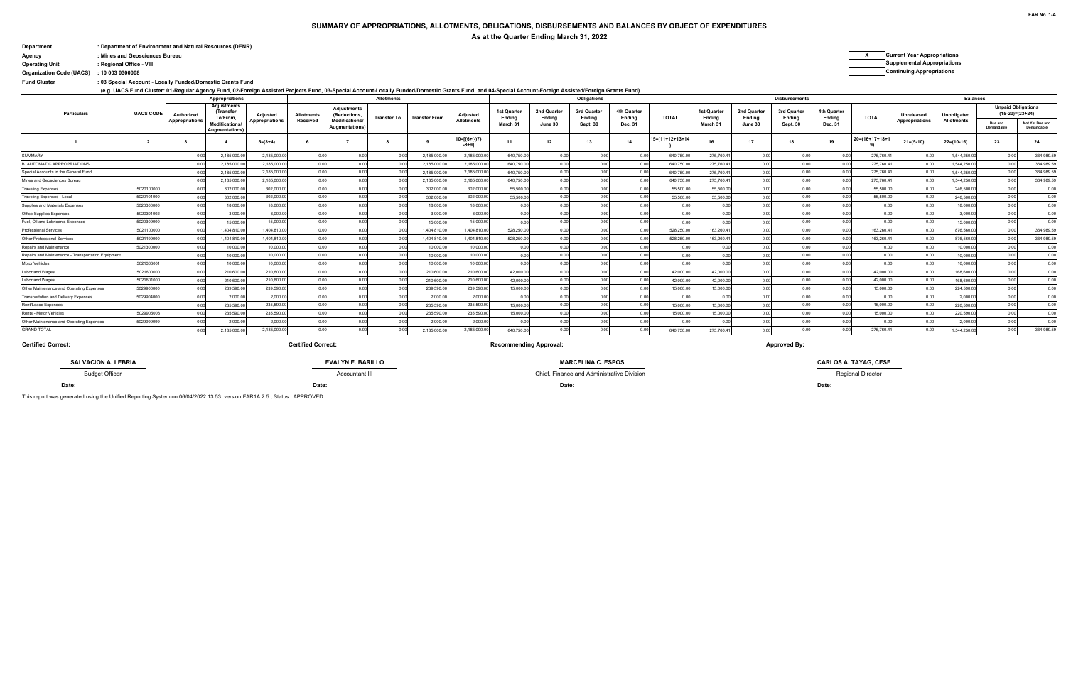FAR No. 1-A

# SUMMARY OF APPROPRIATIONS, ALLOTMENTS, OBLIGATIONS, DISBURSEMENTS AND BALANCES BY OBJECT OF EXPENDITURES

## As at the Quarter Ending March 31, 2022

**Department** : Department of Environment and Natural Resources (DENR)
**Agency** : Mines and Geosciences Bureau
**Operating Unit** : Regional Office - VIII
**Organization Code (UACS)** : 10 003 0300008
**Fund Cluster** : 03 Special Account - Locally Funded/Domestic Grants Fund
(e.g. UACS Fund Cluster: 01-Regular Agency Fund, 02-Foreign Assisted Projects Fund, 03-Special Account-Locally Funded/Domestic Grants Fund, and 04-Special Account-Foreign Assisted/Foreign Grants Fund)

| X | Current Year Appropriations |
|---|---|
| | Supplemental Appropriations |
| | Continuing Appropriations |

| Particulars | UACS CODE | Appropriations | | | Allotments | | | | | Obligations | | | | | Disbursements | | | | | Balances | | | |
|---|---|---|---|---|---|---|---|---|---|---|---|---|---|---|---|---|---|---|---|---|---|---|---|
| | | Authorized Appropriations | Adjustments (Transfer To/From, Modifications/ Augmentations) | Adjusted Appropriations | Allotments Received | Adjustments (Reductions, Modifications/ Augmentations) | Transfer To | Transfer From | Adjusted Allotments | 1st Quarter Ending March 31 | 2nd Quarter Ending June 30 | 3rd Quarter Ending Sept. 30 | 4th Quarter Ending Dec. 31 | TOTAL | 1st Quarter Ending March 31 | 2nd Quarter Ending June 30 | 3rd Quarter Ending Sept. 30 | 4th Quarter Ending Dec. 31 | TOTAL | Unreleased Appropriations | Unobligated Allotments | Unpaid Obligations (15-20)=(23+24) Due and Demandable | Unpaid Obligations (15-20)=(23+24) Not Yet Due and Demandable |
| 1 | 2 | 3 | 4 | 5=(3+4) | 6 | 7 | 8 | 9 | 10=[{6+(-)7} -8+9] | 11 | 12 | 13 | 14 | 15=(11+12+13+14) | 16 | 17 | 18 | 19 | 20=(16+17+18+19) | 21=(5-10) | 22=(10-15) | 23 | 24 |
| SUMMARY | | 0.00 | 2,185,000.00 | 2,185,000.00 | 0.00 | 0.00 | 0.00 | 2,185,000.00 | 2,185,000.00 | 640,750.00 | 0.00 | 0.00 | 0.00 | 640,750.00 | 275,760.41 | 0.00 | 0.00 | 0.00 | 275,760.41 | 0.00 | 1,544,250.00 | 0.00 | 364,989.59 |
| B. AUTOMATIC APPROPRIATIONS | | 0.00 | 2,185,000.00 | 2,185,000.00 | 0.00 | 0.00 | 0.00 | 2,185,000.00 | 2,185,000.00 | 640,750.00 | 0.00 | 0.00 | 0.00 | 640,750.00 | 275,760.41 | 0.00 | 0.00 | 0.00 | 275,760.41 | 0.00 | 1,544,250.00 | 0.00 | 364,989.59 |
| Special Accounts in the General Fund | | 0.00 | 2,185,000.00 | 2,185,000.00 | 0.00 | 0.00 | 0.00 | 2,185,000.00 | 2,185,000.00 | 640,750.00 | 0.00 | 0.00 | 0.00 | 640,750.00 | 275,760.41 | 0.00 | 0.00 | 0.00 | 275,760.41 | 0.00 | 1,544,250.00 | 0.00 | 364,989.59 |
| Mines and Geosciences Bureau | | 0.00 | 2,185,000.00 | 2,185,000.00 | 0.00 | 0.00 | 0.00 | 2,185,000.00 | 2,185,000.00 | 640,750.00 | 0.00 | 0.00 | 0.00 | 640,750.00 | 275,760.41 | 0.00 | 0.00 | 0.00 | 275,760.41 | 0.00 | 1,544,250.00 | 0.00 | 364,989.59 |
| Traveling Expenses | 5020100000 | 0.00 | 302,000.00 | 302,000.00 | 0.00 | 0.00 | 0.00 | 302,000.00 | 302,000.00 | 55,500.00 | 0.00 | 0.00 | 0.00 | 55,500.00 | 55,500.00 | 0.00 | 0.00 | 0.00 | 55,500.00 | 0.00 | 246,500.00 | 0.00 | 0.00 |
| Traveling Expenses - Local | 5020101000 | 0.00 | 302,000.00 | 302,000.00 | 0.00 | 0.00 | 0.00 | 302,000.00 | 302,000.00 | 55,500.00 | 0.00 | 0.00 | 0.00 | 55,500.00 | 55,500.00 | 0.00 | 0.00 | 0.00 | 55,500.00 | 0.00 | 246,500.00 | 0.00 | 0.00 |
| Supplies and Materials Expenses | 5020300000 | 0.00 | 18,000.00 | 18,000.00 | 0.00 | 0.00 | 0.00 | 18,000.00 | 18,000.00 | 0.00 | 0.00 | 0.00 | 0.00 | 0.00 | 0.00 | 0.00 | 0.00 | 0.00 | 0.00 | 0.00 | 18,000.00 | 0.00 | 0.00 |
| Office Supplies Expenses | 5020301002 | 0.00 | 3,000.00 | 3,000.00 | 0.00 | 0.00 | 0.00 | 3,000.00 | 3,000.00 | 0.00 | 0.00 | 0.00 | 0.00 | 0.00 | 0.00 | 0.00 | 0.00 | 0.00 | 0.00 | 0.00 | 3,000.00 | 0.00 | 0.00 |
| Fuel, Oil and Lubricants Expenses | 5020309000 | 0.00 | 15,000.00 | 15,000.00 | 0.00 | 0.00 | 0.00 | 15,000.00 | 15,000.00 | 0.00 | 0.00 | 0.00 | 0.00 | 0.00 | 0.00 | 0.00 | 0.00 | 0.00 | 0.00 | 0.00 | 15,000.00 | 0.00 | 0.00 |
| Professional Services | 5021100000 | 0.00 | 1,404,810.00 | 1,404,810.00 | 0.00 | 0.00 | 0.00 | 1,404,810.00 | 1,404,810.00 | 528,250.00 | 0.00 | 0.00 | 0.00 | 528,250.00 | 163,260.41 | 0.00 | 0.00 | 0.00 | 163,260.41 | 0.00 | 876,560.00 | 0.00 | 364,989.59 |
| Other Professional Services | 5021199000 | 0.00 | 1,404,810.00 | 1,404,810.00 | 0.00 | 0.00 | 0.00 | 1,404,810.00 | 1,404,810.00 | 528,250.00 | 0.00 | 0.00 | 0.00 | 528,250.00 | 163,260.41 | 0.00 | 0.00 | 0.00 | 163,260.41 | 0.00 | 876,560.00 | 0.00 | 364,989.59 |
| Repairs and Maintenance | 5021300000 | 0.00 | 10,000.00 | 10,000.00 | 0.00 | 0.00 | 0.00 | 10,000.00 | 10,000.00 | 0.00 | 0.00 | 0.00 | 0.00 | 0.00 | 0.00 | 0.00 | 0.00 | 0.00 | 0.00 | 0.00 | 10,000.00 | 0.00 | 0.00 |
| Repairs and Maintenance - Transportation Equipment | | 0.00 | 10,000.00 | 10,000.00 | 0.00 | 0.00 | 0.00 | 10,000.00 | 10,000.00 | 0.00 | 0.00 | 0.00 | 0.00 | 0.00 | 0.00 | 0.00 | 0.00 | 0.00 | 0.00 | 0.00 | 10,000.00 | 0.00 | 0.00 |
| Motor Vehicles | 5021306001 | 0.00 | 10,000.00 | 10,000.00 | 0.00 | 0.00 | 0.00 | 10,000.00 | 10,000.00 | 0.00 | 0.00 | 0.00 | 0.00 | 0.00 | 0.00 | 0.00 | 0.00 | 0.00 | 0.00 | 0.00 | 10,000.00 | 0.00 | 0.00 |
| Labor and Wages | 5021600000 | 0.00 | 210,600.00 | 210,600.00 | 0.00 | 0.00 | 0.00 | 210,600.00 | 210,600.00 | 42,000.00 | 0.00 | 0.00 | 0.00 | 42,000.00 | 42,000.00 | 0.00 | 0.00 | 0.00 | 42,000.00 | 0.00 | 168,600.00 | 0.00 | 0.00 |
| Labor and Wages | 5021601000 | 0.00 | 210,600.00 | 210,600.00 | 0.00 | 0.00 | 0.00 | 210,600.00 | 210,600.00 | 42,000.00 | 0.00 | 0.00 | 0.00 | 42,000.00 | 42,000.00 | 0.00 | 0.00 | 0.00 | 42,000.00 | 0.00 | 168,600.00 | 0.00 | 0.00 |
| Other Maintenance and Operating Expenses | 5029900000 | 0.00 | 239,590.00 | 239,590.00 | 0.00 | 0.00 | 0.00 | 239,590.00 | 239,590.00 | 15,000.00 | 0.00 | 0.00 | 0.00 | 15,000.00 | 15,000.00 | 0.00 | 0.00 | 0.00 | 15,000.00 | 0.00 | 224,590.00 | 0.00 | 0.00 |
| Transportation and Delivery Expenses | 5029904000 | 0.00 | 2,000.00 | 2,000.00 | 0.00 | 0.00 | 0.00 | 2,000.00 | 2,000.00 | 0.00 | 0.00 | 0.00 | 0.00 | 0.00 | 0.00 | 0.00 | 0.00 | 0.00 | 0.00 | 0.00 | 2,000.00 | 0.00 | 0.00 |
| Rent/Lease Expenses | | 0.00 | 235,590.00 | 235,590.00 | 0.00 | 0.00 | 0.00 | 235,590.00 | 235,590.00 | 15,000.00 | 0.00 | 0.00 | 0.00 | 15,000.00 | 15,000.00 | 0.00 | 0.00 | 0.00 | 15,000.00 | 0.00 | 220,590.00 | 0.00 | 0.00 |
| Rents - Motor Vehicles | 5029905003 | 0.00 | 235,590.00 | 235,590.00 | 0.00 | 0.00 | 0.00 | 235,590.00 | 235,590.00 | 15,000.00 | 0.00 | 0.00 | 0.00 | 15,000.00 | 15,000.00 | 0.00 | 0.00 | 0.00 | 15,000.00 | 0.00 | 220,590.00 | 0.00 | 0.00 |
| Other Maintenance and Operating Expenses | 5029999099 | 0.00 | 2,000.00 | 2,000.00 | 0.00 | 0.00 | 0.00 | 2,000.00 | 2,000.00 | 0.00 | 0.00 | 0.00 | 0.00 | 0.00 | 0.00 | 0.00 | 0.00 | 0.00 | 0.00 | 0.00 | 2,000.00 | 0.00 | 0.00 |
| GRAND TOTAL | | 0.00 | 2,185,000.00 | 2,185,000.00 | 0.00 | 0.00 | 0.00 | 2,185,000.00 | 2,185,000.00 | 640,750.00 | 0.00 | 0.00 | 0.00 | 640,750.00 | 275,760.41 | 0.00 | 0.00 | 0.00 | 275,760.41 | 0.00 | 1,544,250.00 | 0.00 | 364,989.59 |

| Certified Correct: | Certified Correct: | Recommending Approval: | Approved By: |
|---|---|---|---|
| **SALVACION A. LEBRIA** | **EVALYN E. BARILLO** | **MARCELINA C. ESPOS** | **CARLOS A. TAYAG, CESE** |
| Budget Officer | Accountant III | Chief, Finance and Administrative Division | Regional Director |
| Date: | Date: | Date: | Date: |

This report was generated using the Unified Reporting System on 06/04/2022 13:53 version.FAR1A.2.5 ; Status : APPROVED